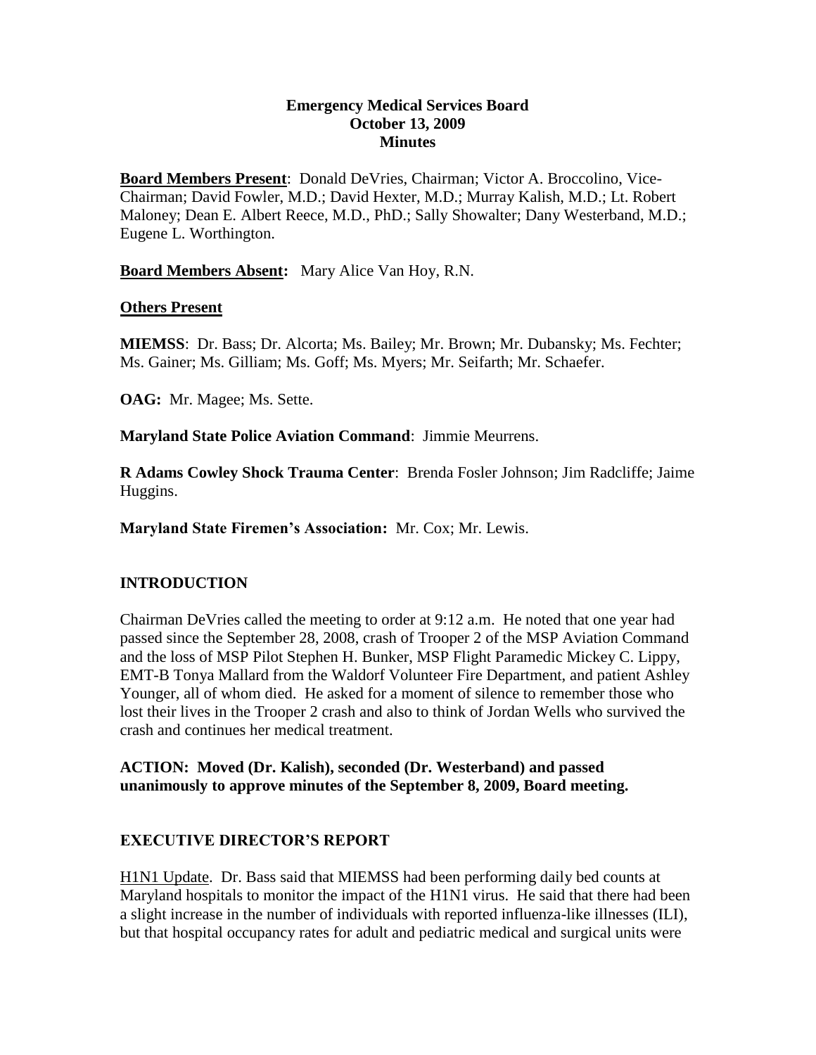# Emergency Medical Services Board
## October 13, 2009
## Minutes

**Board Members Present**: Donald DeVries, Chairman; Victor A. Broccolino, Vice-Chairman; David Fowler, M.D.; David Hexter, M.D.; Murray Kalish, M.D.; Lt. Robert Maloney; Dean E. Albert Reece, M.D., PhD.; Sally Showalter; Dany Westerband, M.D.; Eugene L. Worthington.

**Board Members Absent:** Mary Alice Van Hoy, R.N.

**Others Present**

**MIEMSS**: Dr. Bass; Dr. Alcorta; Ms. Bailey; Mr. Brown; Mr. Dubansky; Ms. Fechter; Ms. Gainer; Ms. Gilliam; Ms. Goff; Ms. Myers; Mr. Seifarth; Mr. Schaefer.

**OAG:** Mr. Magee; Ms. Sette.

**Maryland State Police Aviation Command**: Jimmie Meurrens.

**R Adams Cowley Shock Trauma Center**: Brenda Fosler Johnson; Jim Radcliffe; Jaime Huggins.

**Maryland State Firemen's Association:** Mr. Cox; Mr. Lewis.

## INTRODUCTION

Chairman DeVries called the meeting to order at 9:12 a.m. He noted that one year had passed since the September 28, 2008, crash of Trooper 2 of the MSP Aviation Command and the loss of MSP Pilot Stephen H. Bunker, MSP Flight Paramedic Mickey C. Lippy, EMT-B Tonya Mallard from the Waldorf Volunteer Fire Department, and patient Ashley Younger, all of whom died. He asked for a moment of silence to remember those who lost their lives in the Trooper 2 crash and also to think of Jordan Wells who survived the crash and continues her medical treatment.

**ACTION: Moved (Dr. Kalish), seconded (Dr. Westerband) and passed unanimously to approve minutes of the September 8, 2009, Board meeting.**

## EXECUTIVE DIRECTOR'S REPORT

H1N1 Update. Dr. Bass said that MIEMSS had been performing daily bed counts at Maryland hospitals to monitor the impact of the H1N1 virus. He said that there had been a slight increase in the number of individuals with reported influenza-like illnesses (ILI), but that hospital occupancy rates for adult and pediatric medical and surgical units were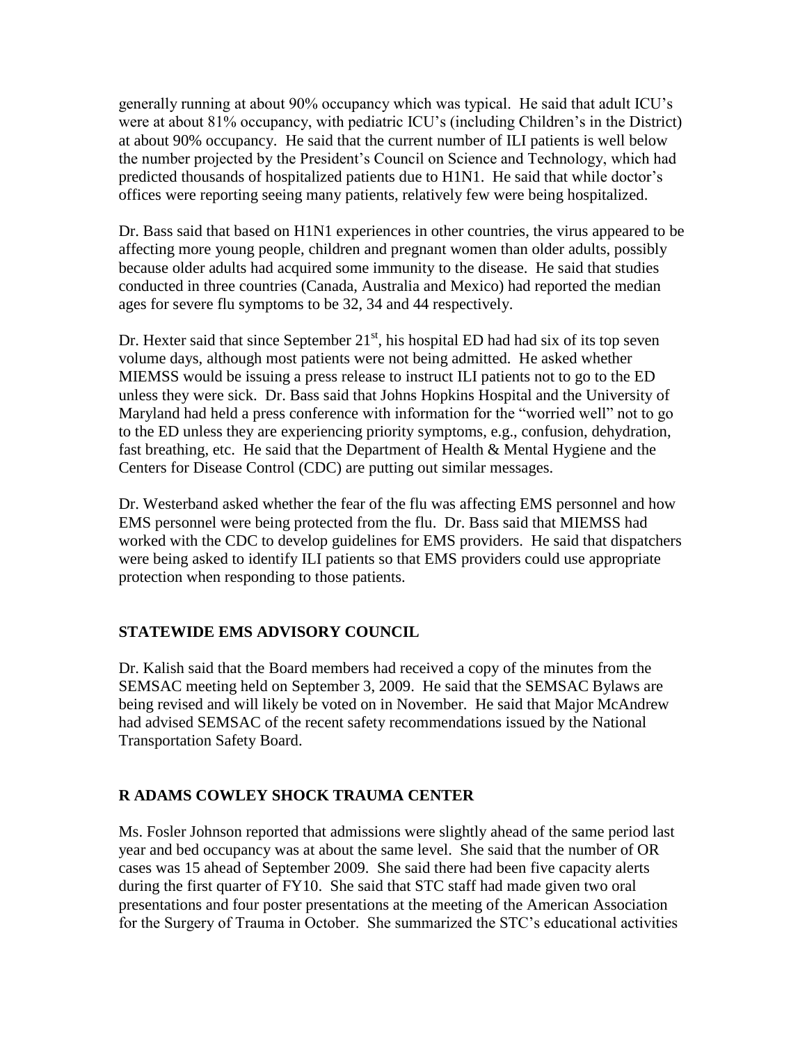generally running at about 90% occupancy which was typical. He said that adult ICU's were at about 81% occupancy, with pediatric ICU's (including Children's in the District) at about 90% occupancy. He said that the current number of ILI patients is well below the number projected by the President's Council on Science and Technology, which had predicted thousands of hospitalized patients due to H1N1. He said that while doctor's offices were reporting seeing many patients, relatively few were being hospitalized.

Dr. Bass said that based on H1N1 experiences in other countries, the virus appeared to be affecting more young people, children and pregnant women than older adults, possibly because older adults had acquired some immunity to the disease. He said that studies conducted in three countries (Canada, Australia and Mexico) had reported the median ages for severe flu symptoms to be 32, 34 and 44 respectively.

Dr. Hexter said that since September 21st, his hospital ED had had six of its top seven volume days, although most patients were not being admitted. He asked whether MIEMSS would be issuing a press release to instruct ILI patients not to go to the ED unless they were sick. Dr. Bass said that Johns Hopkins Hospital and the University of Maryland had held a press conference with information for the "worried well" not to go to the ED unless they are experiencing priority symptoms, e.g., confusion, dehydration, fast breathing, etc. He said that the Department of Health & Mental Hygiene and the Centers for Disease Control (CDC) are putting out similar messages.

Dr. Westerband asked whether the fear of the flu was affecting EMS personnel and how EMS personnel were being protected from the flu. Dr. Bass said that MIEMSS had worked with the CDC to develop guidelines for EMS providers. He said that dispatchers were being asked to identify ILI patients so that EMS providers could use appropriate protection when responding to those patients.

## STATEWIDE EMS ADVISORY COUNCIL

Dr. Kalish said that the Board members had received a copy of the minutes from the SEMSAC meeting held on September 3, 2009. He said that the SEMSAC Bylaws are being revised and will likely be voted on in November. He said that Major McAndrew had advised SEMSAC of the recent safety recommendations issued by the National Transportation Safety Board.

## R ADAMS COWLEY SHOCK TRAUMA CENTER

Ms. Fosler Johnson reported that admissions were slightly ahead of the same period last year and bed occupancy was at about the same level. She said that the number of OR cases was 15 ahead of September 2009. She said there had been five capacity alerts during the first quarter of FY10. She said that STC staff had made given two oral presentations and four poster presentations at the meeting of the American Association for the Surgery of Trauma in October. She summarized the STC's educational activities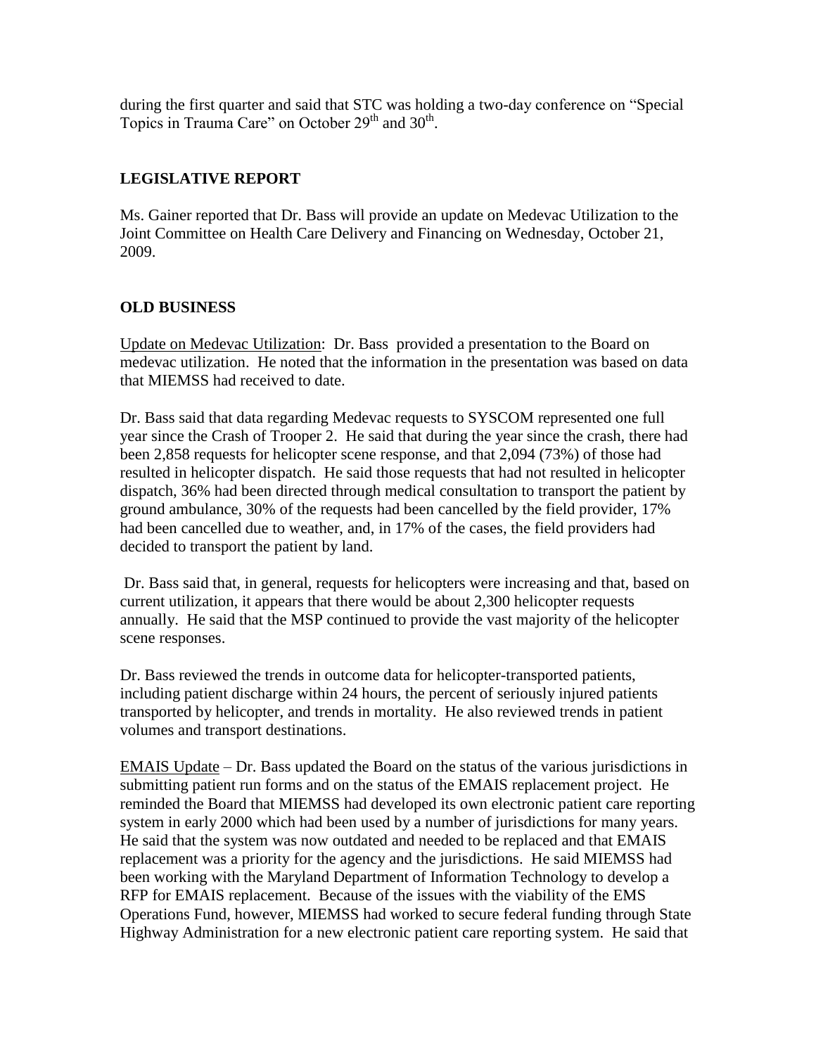during the first quarter and said that STC was holding a two-day conference on "Special Topics in Trauma Care" on October 29th and 30th.

**LEGISLATIVE REPORT**

Ms. Gainer reported that Dr. Bass will provide an update on Medevac Utilization to the Joint Committee on Health Care Delivery and Financing on Wednesday, October 21, 2009.

**OLD BUSINESS**

Update on Medevac Utilization: Dr. Bass provided a presentation to the Board on medevac utilization. He noted that the information in the presentation was based on data that MIEMSS had received to date.

Dr. Bass said that data regarding Medevac requests to SYSCOM represented one full year since the Crash of Trooper 2. He said that during the year since the crash, there had been 2,858 requests for helicopter scene response, and that 2,094 (73%) of those had resulted in helicopter dispatch. He said those requests that had not resulted in helicopter dispatch, 36% had been directed through medical consultation to transport the patient by ground ambulance, 30% of the requests had been cancelled by the field provider, 17% had been cancelled due to weather, and, in 17% of the cases, the field providers had decided to transport the patient by land.

Dr. Bass said that, in general, requests for helicopters were increasing and that, based on current utilization, it appears that there would be about 2,300 helicopter requests annually. He said that the MSP continued to provide the vast majority of the helicopter scene responses.

Dr. Bass reviewed the trends in outcome data for helicopter-transported patients, including patient discharge within 24 hours, the percent of seriously injured patients transported by helicopter, and trends in mortality. He also reviewed trends in patient volumes and transport destinations.

EMAIS Update – Dr. Bass updated the Board on the status of the various jurisdictions in submitting patient run forms and on the status of the EMAIS replacement project. He reminded the Board that MIEMSS had developed its own electronic patient care reporting system in early 2000 which had been used by a number of jurisdictions for many years. He said that the system was now outdated and needed to be replaced and that EMAIS replacement was a priority for the agency and the jurisdictions. He said MIEMSS had been working with the Maryland Department of Information Technology to develop a RFP for EMAIS replacement. Because of the issues with the viability of the EMS Operations Fund, however, MIEMSS had worked to secure federal funding through State Highway Administration for a new electronic patient care reporting system. He said that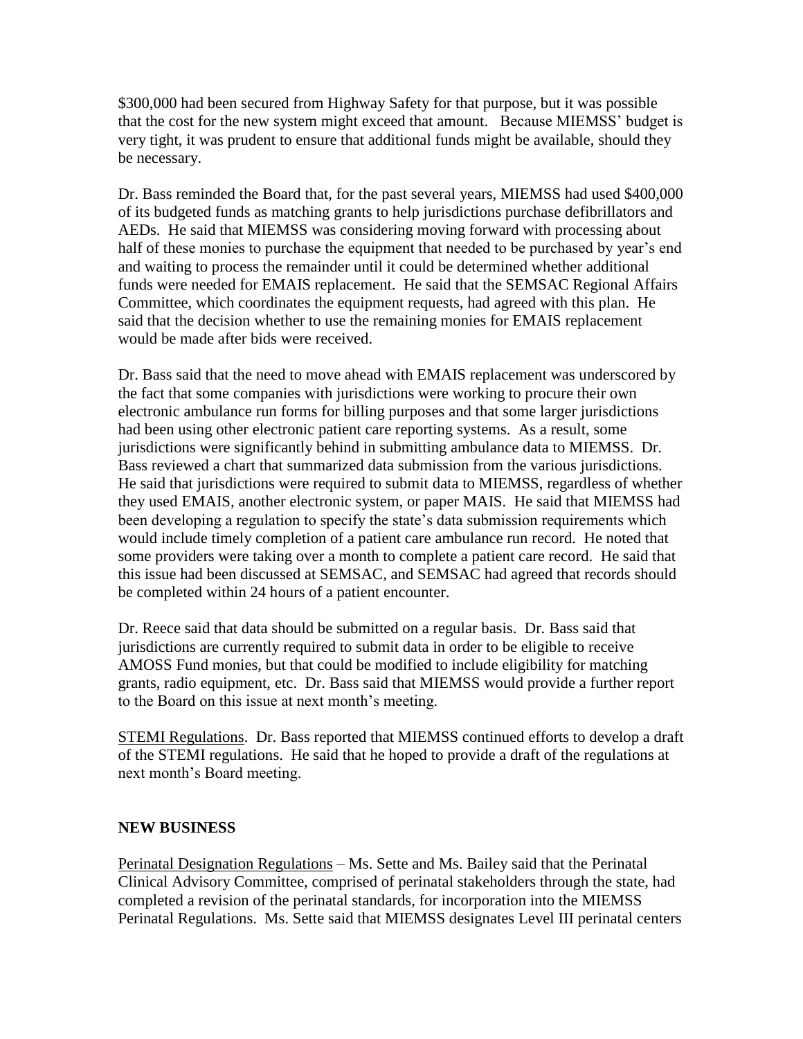$300,000 had been secured from Highway Safety for that purpose, but it was possible that the cost for the new system might exceed that amount. Because MIEMSS' budget is very tight, it was prudent to ensure that additional funds might be available, should they be necessary.

Dr. Bass reminded the Board that, for the past several years, MIEMSS had used $400,000 of its budgeted funds as matching grants to help jurisdictions purchase defibrillators and AEDs. He said that MIEMSS was considering moving forward with processing about half of these monies to purchase the equipment that needed to be purchased by year's end and waiting to process the remainder until it could be determined whether additional funds were needed for EMAIS replacement. He said that the SEMSAC Regional Affairs Committee, which coordinates the equipment requests, had agreed with this plan. He said that the decision whether to use the remaining monies for EMAIS replacement would be made after bids were received.

Dr. Bass said that the need to move ahead with EMAIS replacement was underscored by the fact that some companies with jurisdictions were working to procure their own electronic ambulance run forms for billing purposes and that some larger jurisdictions had been using other electronic patient care reporting systems. As a result, some jurisdictions were significantly behind in submitting ambulance data to MIEMSS. Dr. Bass reviewed a chart that summarized data submission from the various jurisdictions. He said that jurisdictions were required to submit data to MIEMSS, regardless of whether they used EMAIS, another electronic system, or paper MAIS. He said that MIEMSS had been developing a regulation to specify the state's data submission requirements which would include timely completion of a patient care ambulance run record. He noted that some providers were taking over a month to complete a patient care record. He said that this issue had been discussed at SEMSAC, and SEMSAC had agreed that records should be completed within 24 hours of a patient encounter.

Dr. Reece said that data should be submitted on a regular basis. Dr. Bass said that jurisdictions are currently required to submit data in order to be eligible to receive AMOSS Fund monies, but that could be modified to include eligibility for matching grants, radio equipment, etc. Dr. Bass said that MIEMSS would provide a further report to the Board on this issue at next month's meeting.

STEMI Regulations. Dr. Bass reported that MIEMSS continued efforts to develop a draft of the STEMI regulations. He said that he hoped to provide a draft of the regulations at next month's Board meeting.

## NEW BUSINESS

Perinatal Designation Regulations – Ms. Sette and Ms. Bailey said that the Perinatal Clinical Advisory Committee, comprised of perinatal stakeholders through the state, had completed a revision of the perinatal standards, for incorporation into the MIEMSS Perinatal Regulations. Ms. Sette said that MIEMSS designates Level III perinatal centers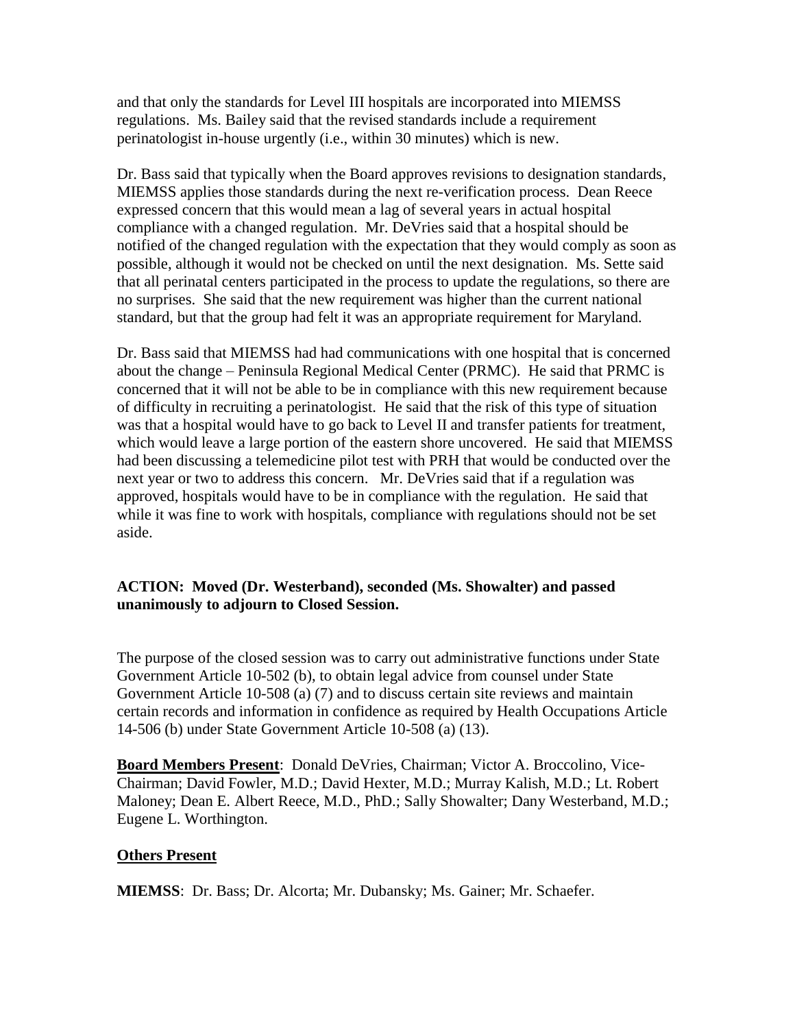and that only the standards for Level III hospitals are incorporated into MIEMSS regulations. Ms. Bailey said that the revised standards include a requirement perinatologist in-house urgently (i.e., within 30 minutes) which is new.

Dr. Bass said that typically when the Board approves revisions to designation standards, MIEMSS applies those standards during the next re-verification process. Dean Reece expressed concern that this would mean a lag of several years in actual hospital compliance with a changed regulation. Mr. DeVries said that a hospital should be notified of the changed regulation with the expectation that they would comply as soon as possible, although it would not be checked on until the next designation. Ms. Sette said that all perinatal centers participated in the process to update the regulations, so there are no surprises. She said that the new requirement was higher than the current national standard, but that the group had felt it was an appropriate requirement for Maryland.

Dr. Bass said that MIEMSS had had communications with one hospital that is concerned about the change – Peninsula Regional Medical Center (PRMC). He said that PRMC is concerned that it will not be able to be in compliance with this new requirement because of difficulty in recruiting a perinatologist. He said that the risk of this type of situation was that a hospital would have to go back to Level II and transfer patients for treatment, which would leave a large portion of the eastern shore uncovered. He said that MIEMSS had been discussing a telemedicine pilot test with PRH that would be conducted over the next year or two to address this concern. Mr. DeVries said that if a regulation was approved, hospitals would have to be in compliance with the regulation. He said that while it was fine to work with hospitals, compliance with regulations should not be set aside.

**ACTION: Moved (Dr. Westerband), seconded (Ms. Showalter) and passed unanimously to adjourn to Closed Session.**

The purpose of the closed session was to carry out administrative functions under State Government Article 10-502 (b), to obtain legal advice from counsel under State Government Article 10-508 (a) (7) and to discuss certain site reviews and maintain certain records and information in confidence as required by Health Occupations Article 14-506 (b) under State Government Article 10-508 (a) (13).

**Board Members Present**: Donald DeVries, Chairman; Victor A. Broccolino, Vice-Chairman; David Fowler, M.D.; David Hexter, M.D.; Murray Kalish, M.D.; Lt. Robert Maloney; Dean E. Albert Reece, M.D., PhD.; Sally Showalter; Dany Westerband, M.D.; Eugene L. Worthington.

**Others Present**

**MIEMSS**: Dr. Bass; Dr. Alcorta; Mr. Dubansky; Ms. Gainer; Mr. Schaefer.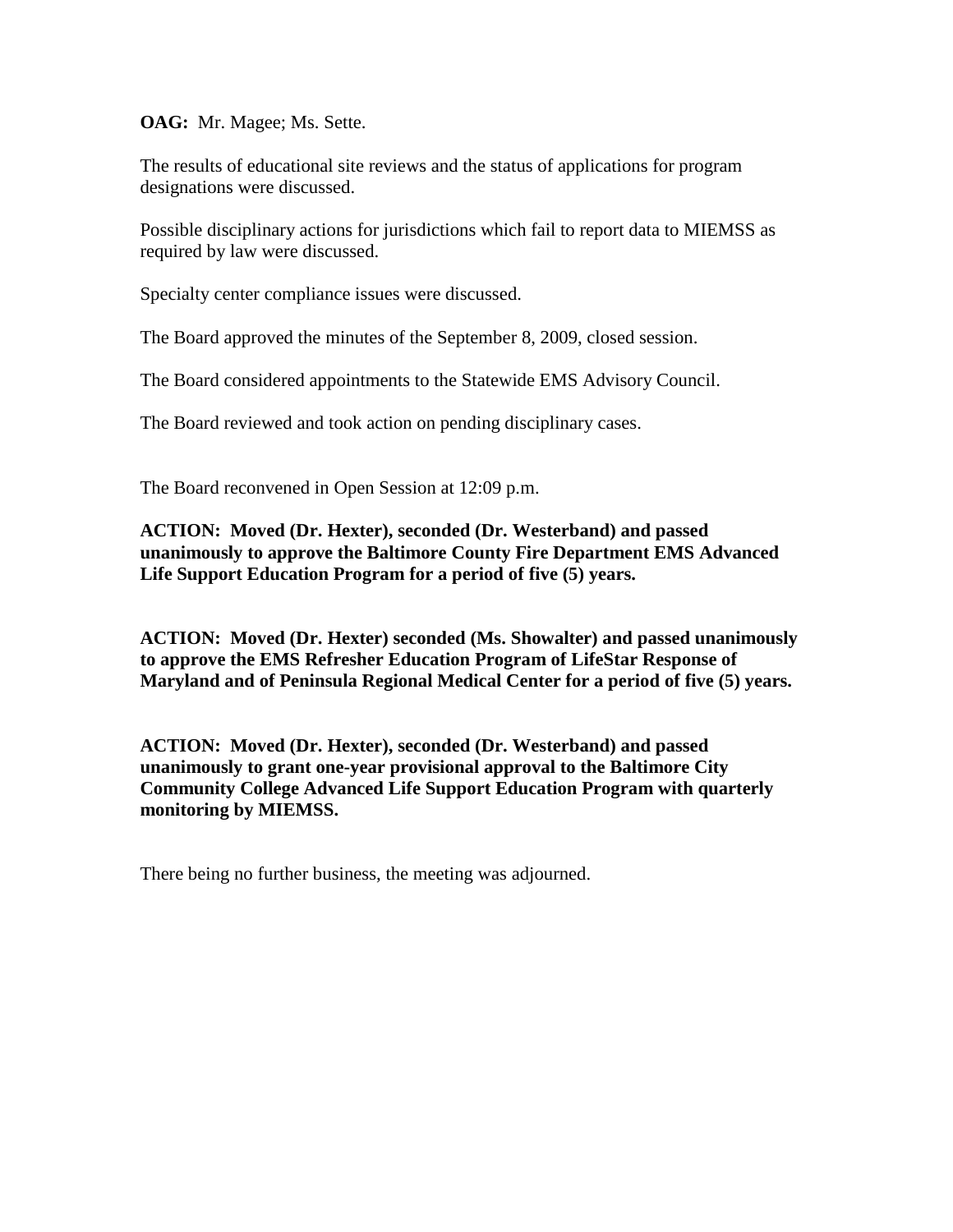**OAG:** Mr. Magee; Ms. Sette.

The results of educational site reviews and the status of applications for program designations were discussed.

Possible disciplinary actions for jurisdictions which fail to report data to MIEMSS as required by law were discussed.

Specialty center compliance issues were discussed.

The Board approved the minutes of the September 8, 2009, closed session.

The Board considered appointments to the Statewide EMS Advisory Council.

The Board reviewed and took action on pending disciplinary cases.

The Board reconvened in Open Session at 12:09 p.m.

**ACTION: Moved (Dr. Hexter), seconded (Dr. Westerband) and passed unanimously to approve the Baltimore County Fire Department EMS Advanced Life Support Education Program for a period of five (5) years.**

**ACTION: Moved (Dr. Hexter) seconded (Ms. Showalter) and passed unanimously to approve the EMS Refresher Education Program of LifeStar Response of Maryland and of Peninsula Regional Medical Center for a period of five (5) years.**

**ACTION: Moved (Dr. Hexter), seconded (Dr. Westerband) and passed unanimously to grant one-year provisional approval to the Baltimore City Community College Advanced Life Support Education Program with quarterly monitoring by MIEMSS.**

There being no further business, the meeting was adjourned.